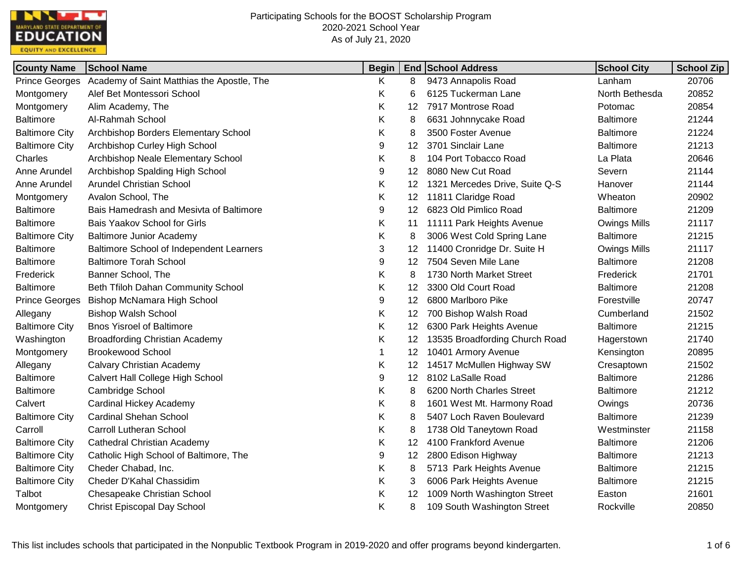Participating Schools for the BOOST Scholarship Program
2020-2021 School Year
As of July 21, 2020

| County Name | School Name | Begin | End | School Address | School City | School Zip |
|---|---|---|---|---|---|---|
| Prince Georges | Academy of Saint Matthias the Apostle, The | K | 8 | 9473 Annapolis Road | Lanham | 20706 |
| Montgomery | Alef Bet Montessori School | K | 6 | 6125 Tuckerman Lane | North Bethesda | 20852 |
| Montgomery | Alim Academy, The | K | 12 | 7917 Montrose Road | Potomac | 20854 |
| Baltimore | Al-Rahmah School | K | 8 | 6631 Johnnycake Road | Baltimore | 21244 |
| Baltimore City | Archbishop Borders Elementary School | K | 8 | 3500 Foster Avenue | Baltimore | 21224 |
| Baltimore City | Archbishop Curley High School | 9 | 12 | 3701 Sinclair Lane | Baltimore | 21213 |
| Charles | Archbishop Neale Elementary School | K | 8 | 104 Port Tobacco Road | La Plata | 20646 |
| Anne Arundel | Archbishop Spalding High School | 9 | 12 | 8080 New Cut Road | Severn | 21144 |
| Anne Arundel | Arundel Christian School | K | 12 | 1321 Mercedes Drive, Suite Q-S | Hanover | 21144 |
| Montgomery | Avalon School, The | K | 12 | 11811 Claridge Road | Wheaton | 20902 |
| Baltimore | Bais Hamedrash and Mesivta of Baltimore | 9 | 12 | 6823 Old Pimlico Road | Baltimore | 21209 |
| Baltimore | Bais Yaakov School for Girls | K | 11 | 11111 Park Heights Avenue | Owings Mills | 21117 |
| Baltimore City | Baltimore Junior Academy | K | 8 | 3006 West Cold Spring Lane | Baltimore | 21215 |
| Baltimore | Baltimore School of Independent Learners | 3 | 12 | 11400 Cronridge Dr. Suite H | Owings Mills | 21117 |
| Baltimore | Baltimore Torah School | 9 | 12 | 7504 Seven Mile Lane | Baltimore | 21208 |
| Frederick | Banner School, The | K | 8 | 1730 North Market Street | Frederick | 21701 |
| Baltimore | Beth Tfiloh Dahan Community School | K | 12 | 3300 Old Court Road | Baltimore | 21208 |
| Prince Georges | Bishop McNamara High School | 9 | 12 | 6800 Marlboro Pike | Forestville | 20747 |
| Allegany | Bishop Walsh School | K | 12 | 700 Bishop Walsh Road | Cumberland | 21502 |
| Baltimore City | Bnos Yisroel of Baltimore | K | 12 | 6300 Park Heights Avenue | Baltimore | 21215 |
| Washington | Broadfording Christian Academy | K | 12 | 13535 Broadfording Church Road | Hagerstown | 21740 |
| Montgomery | Brookewood School | 1 | 12 | 10401 Armory Avenue | Kensington | 20895 |
| Allegany | Calvary Christian Academy | K | 12 | 14517 McMullen Highway SW | Cresaptown | 21502 |
| Baltimore | Calvert Hall College High School | 9 | 12 | 8102 LaSalle Road | Baltimore | 21286 |
| Baltimore | Cambridge School | K | 8 | 6200 North Charles Street | Baltimore | 21212 |
| Calvert | Cardinal Hickey Academy | K | 8 | 1601 West Mt. Harmony Road | Owings | 20736 |
| Baltimore City | Cardinal Shehan School | K | 8 | 5407 Loch Raven Boulevard | Baltimore | 21239 |
| Carroll | Carroll Lutheran School | K | 8 | 1738 Old Taneytown Road | Westminster | 21158 |
| Baltimore City | Cathedral Christian Academy | K | 12 | 4100 Frankford Avenue | Baltimore | 21206 |
| Baltimore City | Catholic High School of Baltimore, The | 9 | 12 | 2800 Edison Highway | Baltimore | 21213 |
| Baltimore City | Cheder Chabad, Inc. | K | 8 | 5713 Park Heights Avenue | Baltimore | 21215 |
| Baltimore City | Cheder D'Kahal Chassidim | K | 3 | 6006 Park Heights Avenue | Baltimore | 21215 |
| Talbot | Chesapeake Christian School | K | 12 | 1009 North Washington Street | Easton | 21601 |
| Montgomery | Christ Episcopal Day School | K | 8 | 109 South Washington Street | Rockville | 20850 |

This list includes schools that participated in the Nonpublic Textbook Program in 2019-2020 and offer programs beyond kindergarten.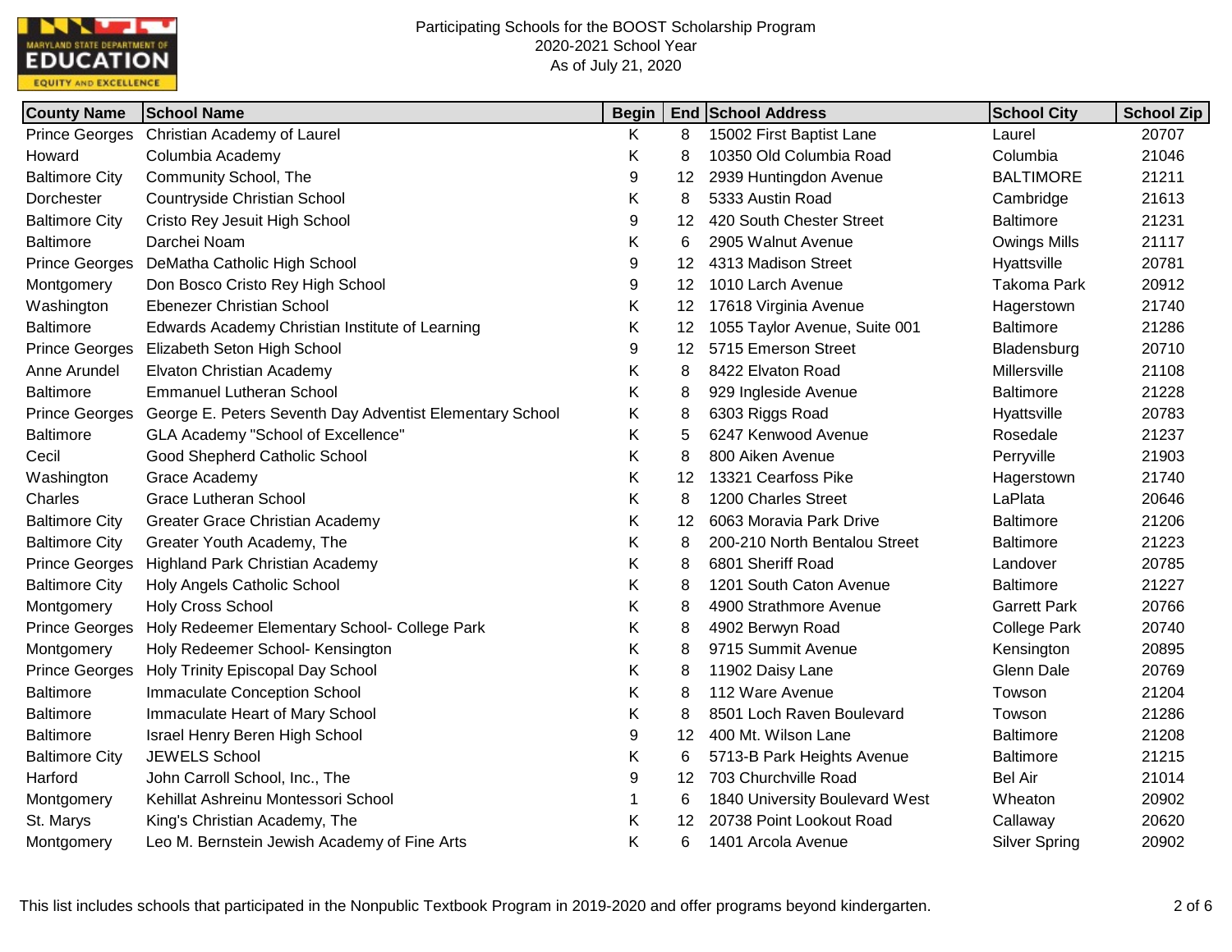Participating Schools for the BOOST Scholarship Program
2020-2021 School Year
As of July 21, 2020

| County Name | School Name | Begin | End | School Address | School City | School Zip |
|---|---|---|---|---|---|---|
| Prince Georges | Christian Academy of Laurel | K | 8 | 15002 First Baptist Lane | Laurel | 20707 |
| Howard | Columbia Academy | K | 8 | 10350 Old Columbia Road | Columbia | 21046 |
| Baltimore City | Community School, The | 9 | 12 | 2939 Huntingdon Avenue | BALTIMORE | 21211 |
| Dorchester | Countryside Christian School | K | 8 | 5333 Austin Road | Cambridge | 21613 |
| Baltimore City | Cristo Rey Jesuit High School | 9 | 12 | 420 South Chester Street | Baltimore | 21231 |
| Baltimore | Darchei Noam | K | 6 | 2905 Walnut Avenue | Owings Mills | 21117 |
| Prince Georges | DeMatha Catholic High School | 9 | 12 | 4313 Madison Street | Hyattsville | 20781 |
| Montgomery | Don Bosco Cristo Rey High School | 9 | 12 | 1010 Larch Avenue | Takoma Park | 20912 |
| Washington | Ebenezer Christian School | K | 12 | 17618 Virginia Avenue | Hagerstown | 21740 |
| Baltimore | Edwards Academy Christian Institute of Learning | K | 12 | 1055 Taylor Avenue, Suite 001 | Baltimore | 21286 |
| Prince Georges | Elizabeth Seton High School | 9 | 12 | 5715 Emerson Street | Bladensburg | 20710 |
| Anne Arundel | Elvaton Christian Academy | K | 8 | 8422 Elvaton Road | Millersville | 21108 |
| Baltimore | Emmanuel Lutheran School | K | 8 | 929 Ingleside Avenue | Baltimore | 21228 |
| Prince Georges | George E. Peters Seventh Day Adventist Elementary School | K | 8 | 6303 Riggs Road | Hyattsville | 20783 |
| Baltimore | GLA Academy "School of Excellence" | K | 5 | 6247 Kenwood Avenue | Rosedale | 21237 |
| Cecil | Good Shepherd Catholic School | K | 8 | 800 Aiken Avenue | Perryville | 21903 |
| Washington | Grace Academy | K | 12 | 13321 Cearfoss Pike | Hagerstown | 21740 |
| Charles | Grace Lutheran School | K | 8 | 1200 Charles Street | LaPlata | 20646 |
| Baltimore City | Greater Grace Christian Academy | K | 12 | 6063 Moravia Park Drive | Baltimore | 21206 |
| Baltimore City | Greater Youth Academy, The | K | 8 | 200-210 North Bentalou Street | Baltimore | 21223 |
| Prince Georges | Highland Park Christian Academy | K | 8 | 6801 Sheriff Road | Landover | 20785 |
| Baltimore City | Holy Angels Catholic School | K | 8 | 1201 South Caton Avenue | Baltimore | 21227 |
| Montgomery | Holy Cross School | K | 8 | 4900 Strathmore Avenue | Garrett Park | 20766 |
| Prince Georges | Holy Redeemer Elementary School- College Park | K | 8 | 4902 Berwyn Road | College Park | 20740 |
| Montgomery | Holy Redeemer School- Kensington | K | 8 | 9715 Summit Avenue | Kensington | 20895 |
| Prince Georges | Holy Trinity Episcopal Day School | K | 8 | 11902 Daisy Lane | Glenn Dale | 20769 |
| Baltimore | Immaculate Conception School | K | 8 | 112 Ware Avenue | Towson | 21204 |
| Baltimore | Immaculate Heart of Mary School | K | 8 | 8501 Loch Raven Boulevard | Towson | 21286 |
| Baltimore | Israel Henry Beren High School | 9 | 12 | 400 Mt. Wilson Lane | Baltimore | 21208 |
| Baltimore City | JEWELS School | K | 6 | 5713-B Park Heights Avenue | Baltimore | 21215 |
| Harford | John Carroll School, Inc., The | 9 | 12 | 703 Churchville Road | Bel Air | 21014 |
| Montgomery | Kehillat Ashreinu Montessori School | 1 | 6 | 1840 University Boulevard West | Wheaton | 20902 |
| St. Marys | King's Christian Academy, The | K | 12 | 20738 Point Lookout Road | Callaway | 20620 |
| Montgomery | Leo M. Bernstein Jewish Academy of Fine Arts | K | 6 | 1401 Arcola Avenue | Silver Spring | 20902 |

This list includes schools that participated in the Nonpublic Textbook Program in 2019-2020 and offer programs beyond kindergarten.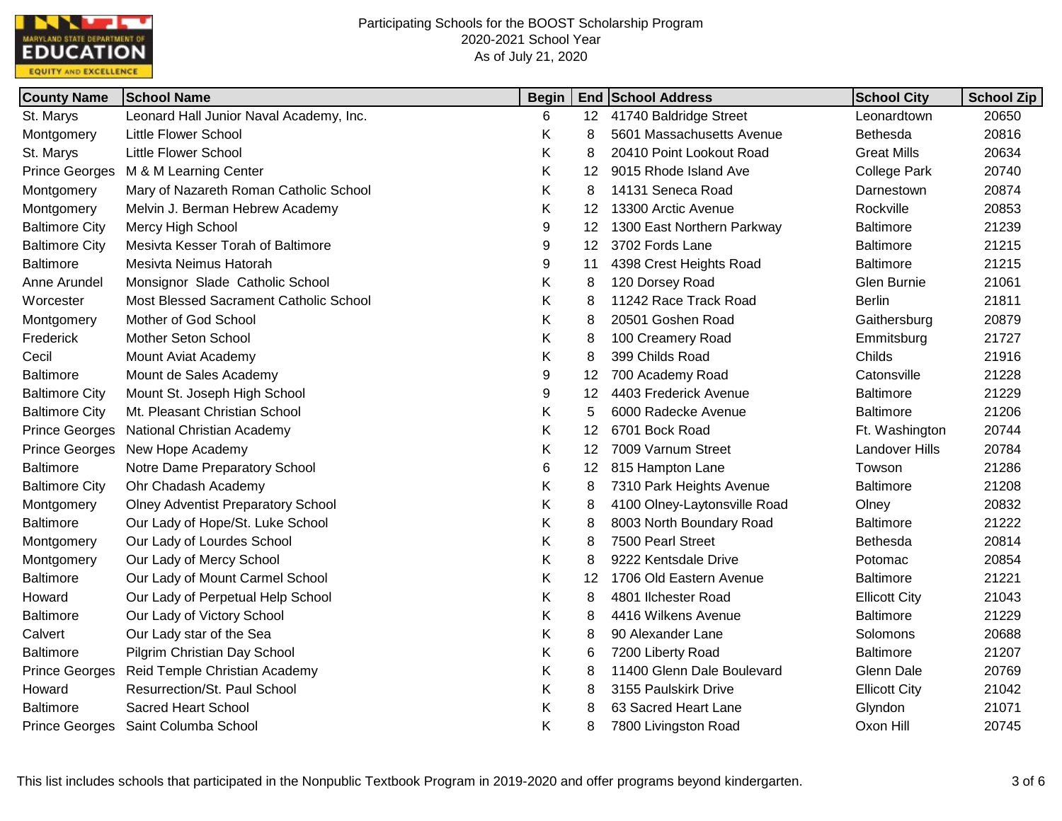Participating Schools for the BOOST Scholarship Program
2020-2021 School Year
As of July 21, 2020

| County Name | School Name | Begin | End | School Address | School City | School Zip |
|---|---|---|---|---|---|---|
| St. Marys | Leonard Hall Junior Naval Academy, Inc. | 6 | 12 | 41740 Baldridge Street | Leonardtown | 20650 |
| Montgomery | Little Flower School | K | 8 | 5601 Massachusetts Avenue | Bethesda | 20816 |
| St. Marys | Little Flower School | K | 8 | 20410 Point Lookout Road | Great Mills | 20634 |
| Prince Georges | M & M Learning Center | K | 12 | 9015 Rhode Island Ave | College Park | 20740 |
| Montgomery | Mary of Nazareth Roman Catholic School | K | 8 | 14131 Seneca Road | Darnestown | 20874 |
| Montgomery | Melvin J. Berman Hebrew Academy | K | 12 | 13300 Arctic Avenue | Rockville | 20853 |
| Baltimore City | Mercy High School | 9 | 12 | 1300 East Northern Parkway | Baltimore | 21239 |
| Baltimore City | Mesivta Kesser Torah of Baltimore | 9 | 12 | 3702 Fords Lane | Baltimore | 21215 |
| Baltimore | Mesivta Neimus Hatorah | 9 | 11 | 4398 Crest Heights Road | Baltimore | 21215 |
| Anne Arundel | Monsignor Slade Catholic School | K | 8 | 120 Dorsey Road | Glen Burnie | 21061 |
| Worcester | Most Blessed Sacrament Catholic School | K | 8 | 11242 Race Track Road | Berlin | 21811 |
| Montgomery | Mother of God School | K | 8 | 20501 Goshen Road | Gaithersburg | 20879 |
| Frederick | Mother Seton School | K | 8 | 100 Creamery Road | Emmitsburg | 21727 |
| Cecil | Mount Aviat Academy | K | 8 | 399 Childs Road | Childs | 21916 |
| Baltimore | Mount de Sales Academy | 9 | 12 | 700 Academy Road | Catonsville | 21228 |
| Baltimore City | Mount St. Joseph High School | 9 | 12 | 4403 Frederick Avenue | Baltimore | 21229 |
| Baltimore City | Mt. Pleasant Christian School | K | 5 | 6000 Radecke Avenue | Baltimore | 21206 |
| Prince Georges | National Christian Academy | K | 12 | 6701 Bock Road | Ft. Washington | 20744 |
| Prince Georges | New Hope Academy | K | 12 | 7009 Varnum Street | Landover Hills | 20784 |
| Baltimore | Notre Dame Preparatory School | 6 | 12 | 815 Hampton Lane | Towson | 21286 |
| Baltimore City | Ohr Chadash Academy | K | 8 | 7310 Park Heights Avenue | Baltimore | 21208 |
| Montgomery | Olney Adventist Preparatory School | K | 8 | 4100 Olney-Laytonsville Road | Olney | 20832 |
| Baltimore | Our Lady of Hope/St. Luke School | K | 8 | 8003 North Boundary Road | Baltimore | 21222 |
| Montgomery | Our Lady of Lourdes School | K | 8 | 7500 Pearl Street | Bethesda | 20814 |
| Montgomery | Our Lady of Mercy School | K | 8 | 9222 Kentsdale Drive | Potomac | 20854 |
| Baltimore | Our Lady of Mount Carmel School | K | 12 | 1706 Old Eastern Avenue | Baltimore | 21221 |
| Howard | Our Lady of Perpetual Help School | K | 8 | 4801 Ilchester Road | Ellicott City | 21043 |
| Baltimore | Our Lady of Victory School | K | 8 | 4416 Wilkens Avenue | Baltimore | 21229 |
| Calvert | Our Lady star of the Sea | K | 8 | 90 Alexander Lane | Solomons | 20688 |
| Baltimore | Pilgrim Christian Day School | K | 6 | 7200 Liberty Road | Baltimore | 21207 |
| Prince Georges | Reid Temple Christian Academy | K | 8 | 11400 Glenn Dale Boulevard | Glenn Dale | 20769 |
| Howard | Resurrection/St. Paul School | K | 8 | 3155 Paulskirk Drive | Ellicott City | 21042 |
| Baltimore | Sacred Heart School | K | 8 | 63 Sacred Heart Lane | Glyndon | 21071 |
| Prince Georges | Saint Columba School | K | 8 | 7800 Livingston Road | Oxon Hill | 20745 |

This list includes schools that participated in the Nonpublic Textbook Program in 2019-2020 and offer programs beyond kindergarten.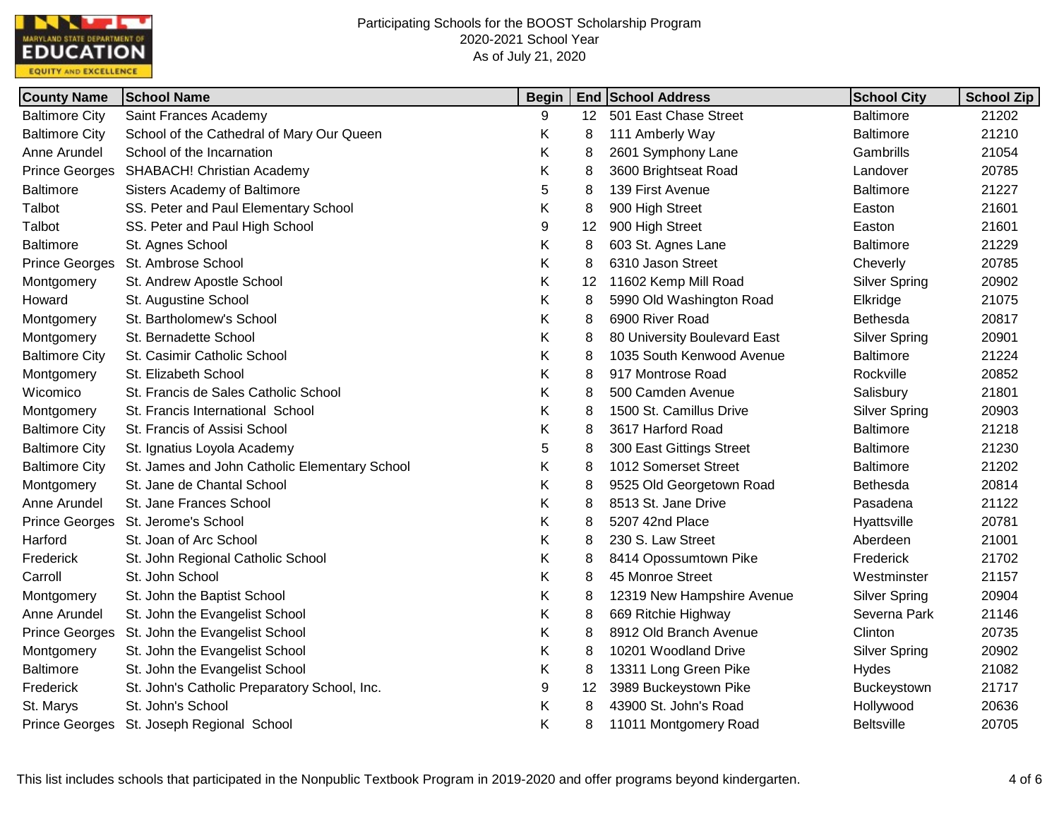Participating Schools for the BOOST Scholarship Program
2020-2021 School Year
As of July 21, 2020

| County Name | School Name | Begin | End | School Address | School City | School Zip |
|---|---|---|---|---|---|---|
| Baltimore City | Saint Frances Academy | 9 | 12 | 501 East Chase Street | Baltimore | 21202 |
| Baltimore City | School of the Cathedral of Mary Our Queen | K | 8 | 111 Amberly Way | Baltimore | 21210 |
| Anne Arundel | School of the Incarnation | K | 8 | 2601 Symphony Lane | Gambrills | 21054 |
| Prince Georges | SHABACH! Christian Academy | K | 8 | 3600 Brightseat Road | Landover | 20785 |
| Baltimore | Sisters Academy of Baltimore | 5 | 8 | 139 First Avenue | Baltimore | 21227 |
| Talbot | SS. Peter and Paul Elementary School | K | 8 | 900 High Street | Easton | 21601 |
| Talbot | SS. Peter and Paul High School | 9 | 12 | 900 High Street | Easton | 21601 |
| Baltimore | St. Agnes School | K | 8 | 603 St. Agnes Lane | Baltimore | 21229 |
| Prince Georges | St. Ambrose School | K | 8 | 6310 Jason Street | Cheverly | 20785 |
| Montgomery | St. Andrew Apostle School | K | 12 | 11602 Kemp Mill Road | Silver Spring | 20902 |
| Howard | St. Augustine School | K | 8 | 5990 Old Washington Road | Elkridge | 21075 |
| Montgomery | St. Bartholomew's School | K | 8 | 6900 River Road | Bethesda | 20817 |
| Montgomery | St. Bernadette School | K | 8 | 80 University Boulevard East | Silver Spring | 20901 |
| Baltimore City | St. Casimir Catholic School | K | 8 | 1035 South Kenwood Avenue | Baltimore | 21224 |
| Montgomery | St. Elizabeth School | K | 8 | 917 Montrose Road | Rockville | 20852 |
| Wicomico | St. Francis de Sales Catholic School | K | 8 | 500 Camden Avenue | Salisbury | 21801 |
| Montgomery | St. Francis International School | K | 8 | 1500 St. Camillus Drive | Silver Spring | 20903 |
| Baltimore City | St. Francis of Assisi School | K | 8 | 3617 Harford Road | Baltimore | 21218 |
| Baltimore City | St. Ignatius Loyola Academy | 5 | 8 | 300 East Gittings Street | Baltimore | 21230 |
| Baltimore City | St. James and John Catholic Elementary School | K | 8 | 1012 Somerset Street | Baltimore | 21202 |
| Montgomery | St. Jane de Chantal School | K | 8 | 9525 Old Georgetown Road | Bethesda | 20814 |
| Anne Arundel | St. Jane Frances School | K | 8 | 8513 St. Jane Drive | Pasadena | 21122 |
| Prince Georges | St. Jerome's School | K | 8 | 5207 42nd Place | Hyattsville | 20781 |
| Harford | St. Joan of Arc School | K | 8 | 230 S. Law Street | Aberdeen | 21001 |
| Frederick | St. John Regional Catholic School | K | 8 | 8414 Opossumtown Pike | Frederick | 21702 |
| Carroll | St. John School | K | 8 | 45 Monroe Street | Westminster | 21157 |
| Montgomery | St. John the Baptist School | K | 8 | 12319 New Hampshire Avenue | Silver Spring | 20904 |
| Anne Arundel | St. John the Evangelist School | K | 8 | 669 Ritchie Highway | Severna Park | 21146 |
| Prince Georges | St. John the Evangelist School | K | 8 | 8912 Old Branch Avenue | Clinton | 20735 |
| Montgomery | St. John the Evangelist School | K | 8 | 10201 Woodland Drive | Silver Spring | 20902 |
| Baltimore | St. John the Evangelist School | K | 8 | 13311 Long Green Pike | Hydes | 21082 |
| Frederick | St. John's Catholic Preparatory School, Inc. | 9 | 12 | 3989 Buckeystown Pike | Buckeystown | 21717 |
| St. Marys | St. John's School | K | 8 | 43900 St. John's Road | Hollywood | 20636 |
| Prince Georges | St. Joseph Regional School | K | 8 | 11011 Montgomery Road | Beltsville | 20705 |

This list includes schools that participated in the Nonpublic Textbook Program in 2019-2020 and offer programs beyond kindergarten.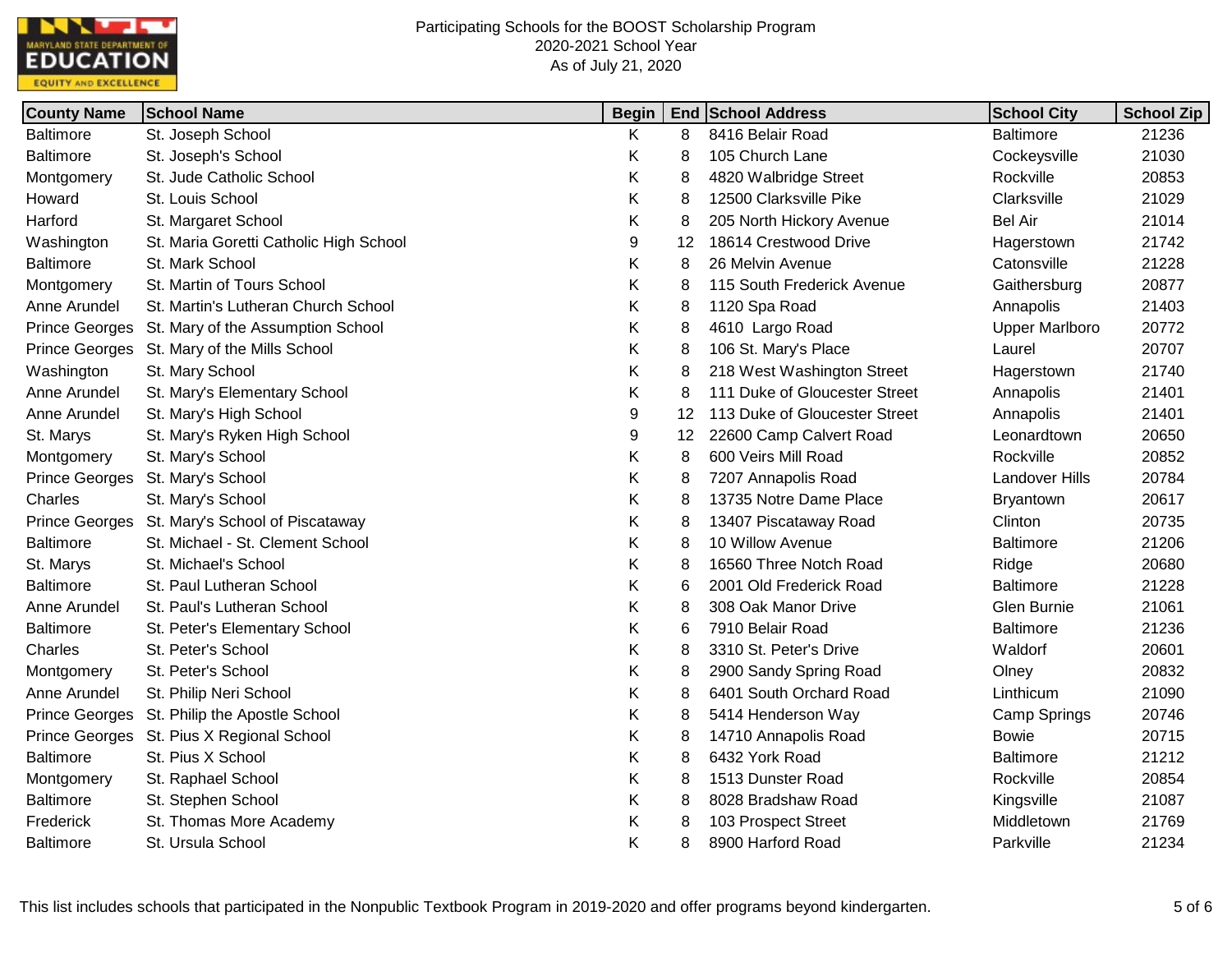Participating Schools for the BOOST Scholarship Program
2020-2021 School Year
As of July 21, 2020

| County Name | School Name | Begin | End | School Address | School City | School Zip |
|---|---|---|---|---|---|---|
| Baltimore | St. Joseph School | K | 8 | 8416 Belair Road | Baltimore | 21236 |
| Baltimore | St. Joseph's School | K | 8 | 105 Church Lane | Cockeysville | 21030 |
| Montgomery | St. Jude Catholic School | K | 8 | 4820 Walbridge Street | Rockville | 20853 |
| Howard | St. Louis School | K | 8 | 12500 Clarksville Pike | Clarksville | 21029 |
| Harford | St. Margaret School | K | 8 | 205 North Hickory Avenue | Bel Air | 21014 |
| Washington | St. Maria Goretti Catholic High School | 9 | 12 | 18614 Crestwood Drive | Hagerstown | 21742 |
| Baltimore | St. Mark School | K | 8 | 26 Melvin Avenue | Catonsville | 21228 |
| Montgomery | St. Martin of Tours School | K | 8 | 115 South Frederick Avenue | Gaithersburg | 20877 |
| Anne Arundel | St. Martin's Lutheran Church School | K | 8 | 1120 Spa Road | Annapolis | 21403 |
| Prince Georges | St. Mary of the Assumption School | K | 8 | 4610 Largo Road | Upper Marlboro | 20772 |
| Prince Georges | St. Mary of the Mills School | K | 8 | 106 St. Mary's Place | Laurel | 20707 |
| Washington | St. Mary School | K | 8 | 218 West Washington Street | Hagerstown | 21740 |
| Anne Arundel | St. Mary's Elementary School | K | 8 | 111 Duke of Gloucester Street | Annapolis | 21401 |
| Anne Arundel | St. Mary's High School | 9 | 12 | 113 Duke of Gloucester Street | Annapolis | 21401 |
| St. Marys | St. Mary's Ryken High School | 9 | 12 | 22600 Camp Calvert Road | Leonardtown | 20650 |
| Montgomery | St. Mary's School | K | 8 | 600 Veirs Mill Road | Rockville | 20852 |
| Prince Georges | St. Mary's School | K | 8 | 7207 Annapolis Road | Landover Hills | 20784 |
| Charles | St. Mary's School | K | 8 | 13735 Notre Dame Place | Bryantown | 20617 |
| Prince Georges | St. Mary's School of Piscataway | K | 8 | 13407 Piscataway Road | Clinton | 20735 |
| Baltimore | St. Michael - St. Clement School | K | 8 | 10 Willow Avenue | Baltimore | 21206 |
| St. Marys | St. Michael's School | K | 8 | 16560 Three Notch Road | Ridge | 20680 |
| Baltimore | St. Paul Lutheran School | K | 6 | 2001 Old Frederick Road | Baltimore | 21228 |
| Anne Arundel | St. Paul's Lutheran School | K | 8 | 308 Oak Manor Drive | Glen Burnie | 21061 |
| Baltimore | St. Peter's Elementary School | K | 6 | 7910 Belair Road | Baltimore | 21236 |
| Charles | St. Peter's School | K | 8 | 3310 St. Peter's Drive | Waldorf | 20601 |
| Montgomery | St. Peter's School | K | 8 | 2900 Sandy Spring Road | Olney | 20832 |
| Anne Arundel | St. Philip Neri School | K | 8 | 6401 South Orchard Road | Linthicum | 21090 |
| Prince Georges | St. Philip the Apostle School | K | 8 | 5414 Henderson Way | Camp Springs | 20746 |
| Prince Georges | St. Pius X Regional School | K | 8 | 14710 Annapolis Road | Bowie | 20715 |
| Baltimore | St. Pius X School | K | 8 | 6432 York Road | Baltimore | 21212 |
| Montgomery | St. Raphael School | K | 8 | 1513 Dunster Road | Rockville | 20854 |
| Baltimore | St. Stephen School | K | 8 | 8028 Bradshaw Road | Kingsville | 21087 |
| Frederick | St. Thomas More Academy | K | 8 | 103 Prospect Street | Middletown | 21769 |
| Baltimore | St. Ursula School | K | 8 | 8900 Harford Road | Parkville | 21234 |

This list includes schools that participated in the Nonpublic Textbook Program in 2019-2020 and offer programs beyond kindergarten.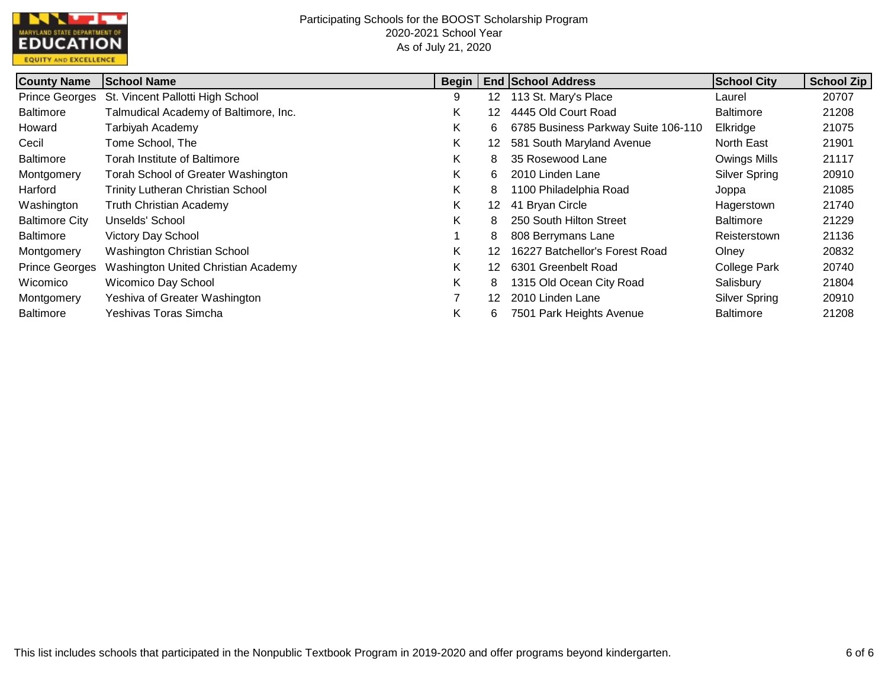Participating Schools for the BOOST Scholarship Program
2020-2021 School Year
As of July 21, 2020

| County Name | School Name | Begin | End | School Address | School City | School Zip |
|---|---|---|---|---|---|---|
| Prince Georges | St. Vincent Pallotti High School | 9 | 12 | 113 St. Mary's Place | Laurel | 20707 |
| Baltimore | Talmudical Academy of Baltimore, Inc. | K | 12 | 4445 Old Court Road | Baltimore | 21208 |
| Howard | Tarbiyah Academy | K | 6 | 6785 Business Parkway Suite 106-110 | Elkridge | 21075 |
| Cecil | Tome School, The | K | 12 | 581 South Maryland Avenue | North East | 21901 |
| Baltimore | Torah Institute of Baltimore | K | 8 | 35 Rosewood Lane | Owings Mills | 21117 |
| Montgomery | Torah School of Greater Washington | K | 6 | 2010 Linden Lane | Silver Spring | 20910 |
| Harford | Trinity Lutheran Christian School | K | 8 | 1100 Philadelphia Road | Joppa | 21085 |
| Washington | Truth Christian Academy | K | 12 | 41 Bryan Circle | Hagerstown | 21740 |
| Baltimore City | Unselds' School | K | 8 | 250 South Hilton Street | Baltimore | 21229 |
| Baltimore | Victory Day School | 1 | 8 | 808 Berrymans Lane | Reisterstown | 21136 |
| Montgomery | Washington Christian School | K | 12 | 16227 Batchellor's Forest Road | Olney | 20832 |
| Prince Georges | Washington United Christian Academy | K | 12 | 6301 Greenbelt Road | College Park | 20740 |
| Wicomico | Wicomico Day School | K | 8 | 1315 Old Ocean City Road | Salisbury | 21804 |
| Montgomery | Yeshiva of Greater Washington | 7 | 12 | 2010 Linden Lane | Silver Spring | 20910 |
| Baltimore | Yeshivas Toras Simcha | K | 6 | 7501 Park Heights Avenue | Baltimore | 21208 |

This list includes schools that participated in the Nonpublic Textbook Program in 2019-2020 and offer programs beyond kindergarten.